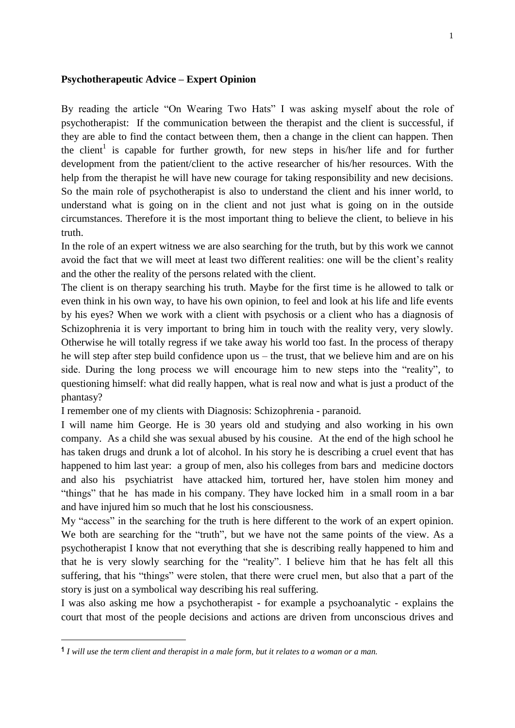**Psychotherapeutic Advice – Expert Opinion**

By reading the article "On Wearing Two Hats" I was asking myself about the role of psychotherapist: If the communication between the therapist and the client is successful, if they are able to find the contact between them, then a change in the client can happen. Then the client[1] is capable for further growth, for new steps in his/her life and for further development from the patient/client to the active researcher of his/her resources. With the help from the therapist he will have new courage for taking responsibility and new decisions. So the main role of psychotherapist is also to understand the client and his inner world, to understand what is going on in the client and not just what is going on in the outside circumstances. Therefore it is the most important thing to believe the client, to believe in his truth.

In the role of an expert witness we are also searching for the truth, but by this work we cannot avoid the fact that we will meet at least two different realities: one will be the client's reality and the other the reality of the persons related with the client.

The client is on therapy searching his truth. Maybe for the first time is he allowed to talk or even think in his own way, to have his own opinion, to feel and look at his life and life events by his eyes? When we work with a client with psychosis or a client who has a diagnosis of Schizophrenia it is very important to bring him in touch with the reality very, very slowly. Otherwise he will totally regress if we take away his world too fast. In the process of therapy he will step after step build confidence upon us – the trust, that we believe him and are on his side. During the long process we will encourage him to new steps into the "reality", to questioning himself: what did really happen, what is real now and what is just a product of the phantasy?

I remember one of my clients with Diagnosis: Schizophrenia - paranoid.

I will name him George. He is 30 years old and studying and also working in his own company. As a child she was sexual abused by his cousine. At the end of the high school he has taken drugs and drunk a lot of alcohol. In his story he is describing a cruel event that has happened to him last year: a group of men, also his colleges from bars and medicine doctors and also his psychiatrist have attacked him, tortured her, have stolen him money and "things" that he has made in his company. They have locked him in a small room in a bar and have injured him so much that he lost his consciousness.

My "access" in the searching for the truth is here different to the work of an expert opinion. We both are searching for the "truth", but we have not the same points of the view. As a psychotherapist I know that not everything that she is describing really happened to him and that he is very slowly searching for the "reality". I believe him that he has felt all this suffering, that his "things" were stolen, that there were cruel men, but also that a part of the story is just on a symbolical way describing his real suffering.

I was also asking me how a psychotherapist - for example a psychoanalytic - explains the court that most of the people decisions and actions are driven from unconscious drives and

---

[1] *I will use the term client and therapist in a male form, but it relates to a woman or a man.*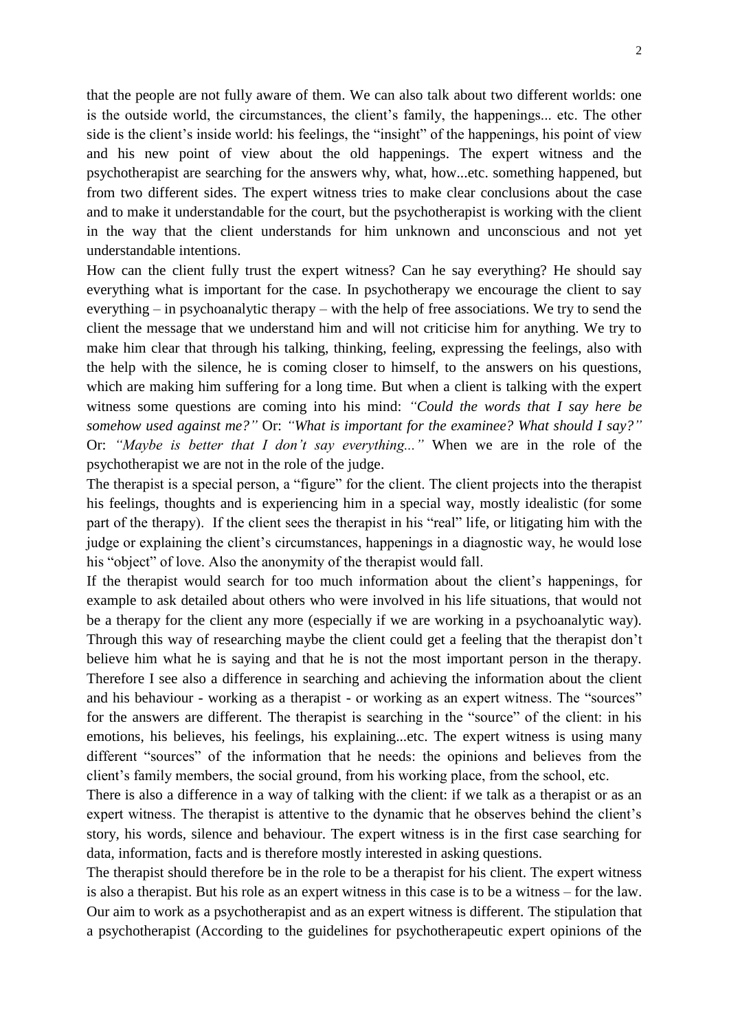that the people are not fully aware of them. We can also talk about two different worlds: one is the outside world, the circumstances, the client's family, the happenings... etc. The other side is the client's inside world: his feelings, the "insight" of the happenings, his point of view and his new point of view about the old happenings. The expert witness and the psychotherapist are searching for the answers why, what, how...etc. something happened, but from two different sides. The expert witness tries to make clear conclusions about the case and to make it understandable for the court, but the psychotherapist is working with the client in the way that the client understands for him unknown and unconscious and not yet understandable intentions.

How can the client fully trust the expert witness? Can he say everything? He should say everything what is important for the case. In psychotherapy we encourage the client to say everything – in psychoanalytic therapy – with the help of free associations. We try to send the client the message that we understand him and will not criticise him for anything. We try to make him clear that through his talking, thinking, feeling, expressing the feelings, also with the help with the silence, he is coming closer to himself, to the answers on his questions, which are making him suffering for a long time. But when a client is talking with the expert witness some questions are coming into his mind: *"Could the words that I say here be somehow used against me?"* Or: *"What is important for the examinee? What should I say?"* Or: *"Maybe is better that I don't say everything..."* When we are in the role of the psychotherapist we are not in the role of the judge.

The therapist is a special person, a "figure" for the client. The client projects into the therapist his feelings, thoughts and is experiencing him in a special way, mostly idealistic (for some part of the therapy). If the client sees the therapist in his "real" life, or litigating him with the judge or explaining the client's circumstances, happenings in a diagnostic way, he would lose his "object" of love. Also the anonymity of the therapist would fall.

If the therapist would search for too much information about the client's happenings, for example to ask detailed about others who were involved in his life situations, that would not be a therapy for the client any more (especially if we are working in a psychoanalytic way). Through this way of researching maybe the client could get a feeling that the therapist don't believe him what he is saying and that he is not the most important person in the therapy. Therefore I see also a difference in searching and achieving the information about the client and his behaviour - working as a therapist - or working as an expert witness. The "sources" for the answers are different. The therapist is searching in the "source" of the client: in his emotions, his believes, his feelings, his explaining...etc. The expert witness is using many different "sources" of the information that he needs: the opinions and believes from the client's family members, the social ground, from his working place, from the school, etc.

There is also a difference in a way of talking with the client: if we talk as a therapist or as an expert witness. The therapist is attentive to the dynamic that he observes behind the client's story, his words, silence and behaviour. The expert witness is in the first case searching for data, information, facts and is therefore mostly interested in asking questions.

The therapist should therefore be in the role to be a therapist for his client. The expert witness is also a therapist. But his role as an expert witness in this case is to be a witness – for the law. Our aim to work as a psychotherapist and as an expert witness is different. The stipulation that a psychotherapist (According to the guidelines for psychotherapeutic expert opinions of the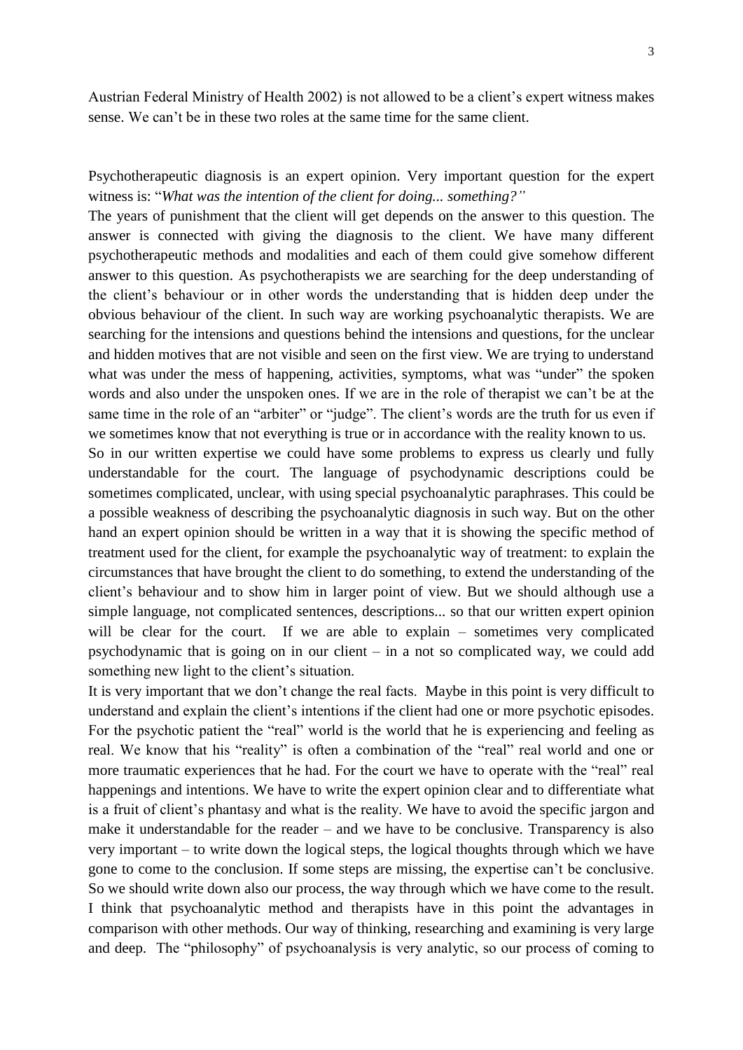Austrian Federal Ministry of Health 2002) is not allowed to be a client's expert witness makes sense. We can't be in these two roles at the same time for the same client.

Psychotherapeutic diagnosis is an expert opinion. Very important question for the expert witness is: "*What was the intention of the client for doing... something?"*

The years of punishment that the client will get depends on the answer to this question. The answer is connected with giving the diagnosis to the client. We have many different psychotherapeutic methods and modalities and each of them could give somehow different answer to this question. As psychotherapists we are searching for the deep understanding of the client's behaviour or in other words the understanding that is hidden deep under the obvious behaviour of the client. In such way are working psychoanalytic therapists. We are searching for the intensions and questions behind the intensions and questions, for the unclear and hidden motives that are not visible and seen on the first view. We are trying to understand what was under the mess of happening, activities, symptoms, what was "under" the spoken words and also under the unspoken ones. If we are in the role of therapist we can't be at the same time in the role of an "arbiter" or "judge". The client's words are the truth for us even if we sometimes know that not everything is true or in accordance with the reality known to us.

So in our written expertise we could have some problems to express us clearly und fully understandable for the court. The language of psychodynamic descriptions could be sometimes complicated, unclear, with using special psychoanalytic paraphrases. This could be a possible weakness of describing the psychoanalytic diagnosis in such way. But on the other hand an expert opinion should be written in a way that it is showing the specific method of treatment used for the client, for example the psychoanalytic way of treatment: to explain the circumstances that have brought the client to do something, to extend the understanding of the client's behaviour and to show him in larger point of view. But we should although use a simple language, not complicated sentences, descriptions... so that our written expert opinion will be clear for the court. If we are able to explain – sometimes very complicated psychodynamic that is going on in our client – in a not so complicated way, we could add something new light to the client's situation.

It is very important that we don't change the real facts. Maybe in this point is very difficult to understand and explain the client's intentions if the client had one or more psychotic episodes. For the psychotic patient the "real" world is the world that he is experiencing and feeling as real. We know that his "reality" is often a combination of the "real" real world and one or more traumatic experiences that he had. For the court we have to operate with the "real" real happenings and intentions. We have to write the expert opinion clear and to differentiate what is a fruit of client's phantasy and what is the reality. We have to avoid the specific jargon and make it understandable for the reader – and we have to be conclusive. Transparency is also very important – to write down the logical steps, the logical thoughts through which we have gone to come to the conclusion. If some steps are missing, the expertise can't be conclusive. So we should write down also our process, the way through which we have come to the result. I think that psychoanalytic method and therapists have in this point the advantages in comparison with other methods. Our way of thinking, researching and examining is very large and deep. The "philosophy" of psychoanalysis is very analytic, so our process of coming to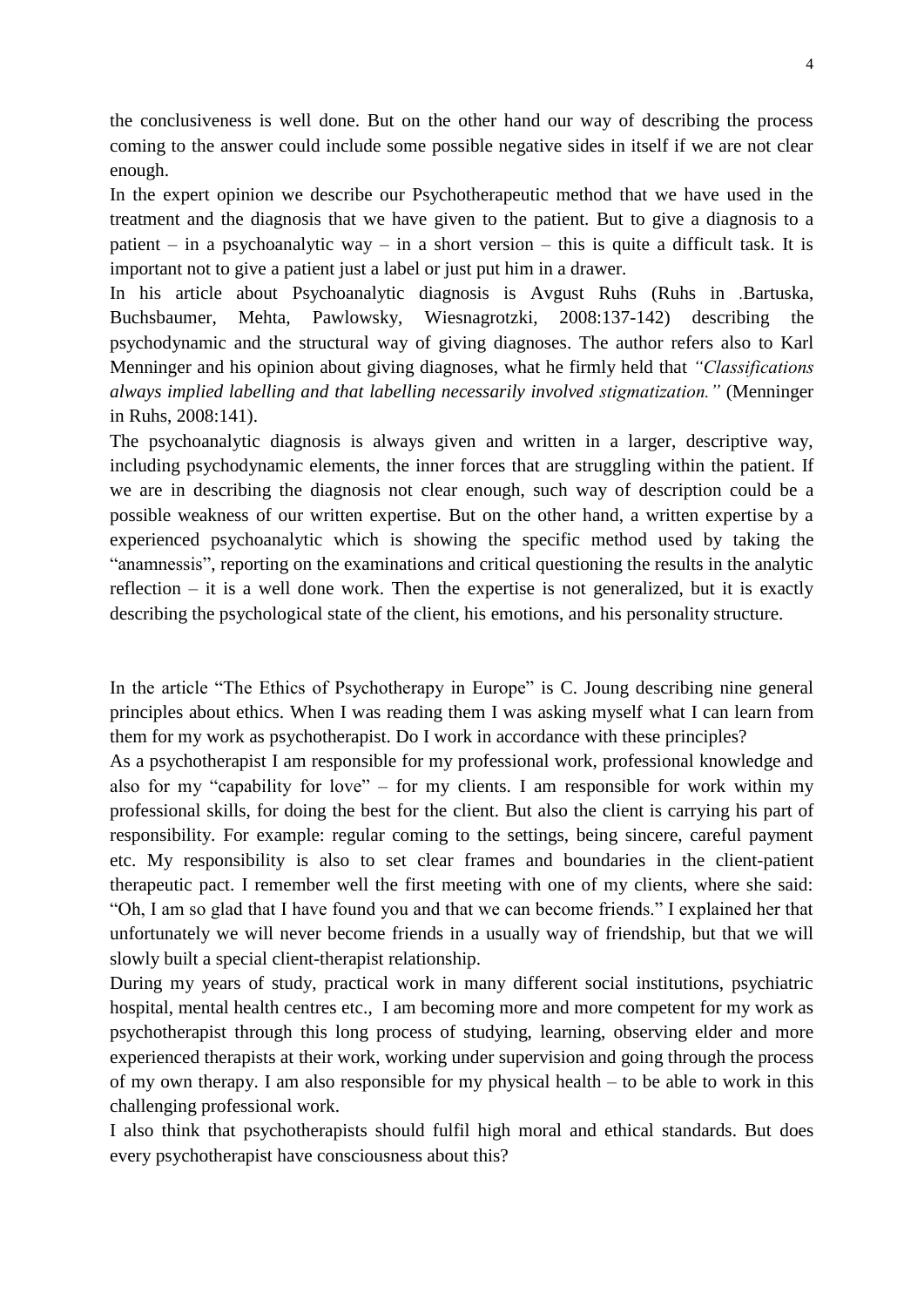the conclusiveness is well done. But on the other hand our way of describing the process coming to the answer could include some possible negative sides in itself if we are not clear enough.

In the expert opinion we describe our Psychotherapeutic method that we have used in the treatment and the diagnosis that we have given to the patient. But to give a diagnosis to a patient – in a psychoanalytic way – in a short version – this is quite a difficult task. It is important not to give a patient just a label or just put him in a drawer.

In his article about Psychoanalytic diagnosis is Avgust Ruhs (Ruhs in .Bartuska, Buchsbaumer, Mehta, Pawlowsky, Wiesnagrotzki, 2008:137-142) describing the psychodynamic and the structural way of giving diagnoses. The author refers also to Karl Menninger and his opinion about giving diagnoses, what he firmly held that *"Classifications always implied labelling and that labelling necessarily involved stigmatization."* (Menninger in Ruhs, 2008:141).

The psychoanalytic diagnosis is always given and written in a larger, descriptive way, including psychodynamic elements, the inner forces that are struggling within the patient. If we are in describing the diagnosis not clear enough, such way of description could be a possible weakness of our written expertise. But on the other hand, a written expertise by a experienced psychoanalytic which is showing the specific method used by taking the "anamnessis", reporting on the examinations and critical questioning the results in the analytic reflection – it is a well done work. Then the expertise is not generalized, but it is exactly describing the psychological state of the client, his emotions, and his personality structure.

In the article "The Ethics of Psychotherapy in Europe" is C. Joung describing nine general principles about ethics. When I was reading them I was asking myself what I can learn from them for my work as psychotherapist. Do I work in accordance with these principles?

As a psychotherapist I am responsible for my professional work, professional knowledge and also for my "capability for love" – for my clients. I am responsible for work within my professional skills, for doing the best for the client. But also the client is carrying his part of responsibility. For example: regular coming to the settings, being sincere, careful payment etc. My responsibility is also to set clear frames and boundaries in the client-patient therapeutic pact. I remember well the first meeting with one of my clients, where she said: "Oh, I am so glad that I have found you and that we can become friends." I explained her that unfortunately we will never become friends in a usually way of friendship, but that we will slowly built a special client-therapist relationship.

During my years of study, practical work in many different social institutions, psychiatric hospital, mental health centres etc., I am becoming more and more competent for my work as psychotherapist through this long process of studying, learning, observing elder and more experienced therapists at their work, working under supervision and going through the process of my own therapy. I am also responsible for my physical health – to be able to work in this challenging professional work.

I also think that psychotherapists should fulfil high moral and ethical standards. But does every psychotherapist have consciousness about this?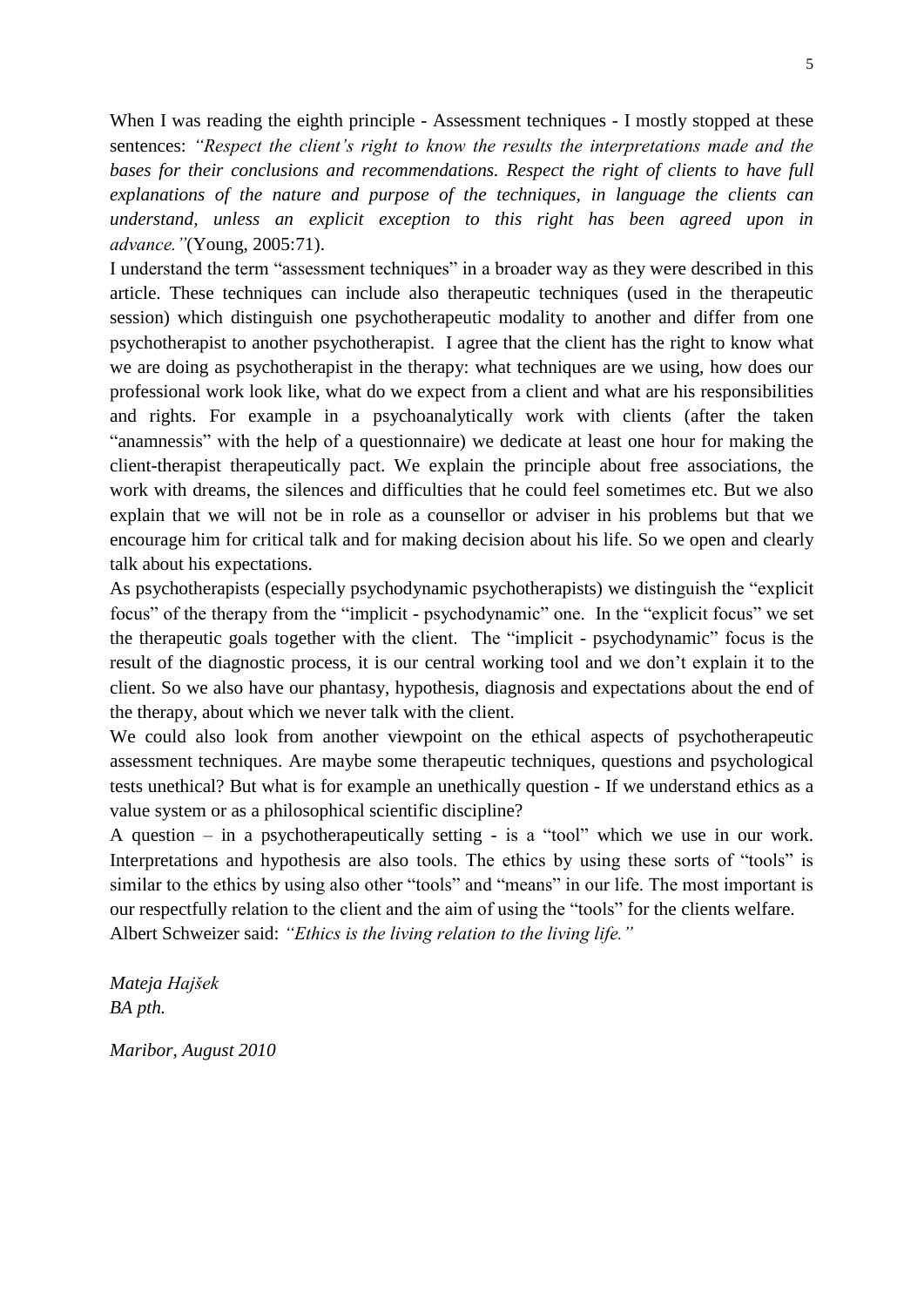When I was reading the eighth principle - Assessment techniques - I mostly stopped at these sentences: *"Respect the client's right to know the results the interpretations made and the bases for their conclusions and recommendations. Respect the right of clients to have full explanations of the nature and purpose of the techniques, in language the clients can understand, unless an explicit exception to this right has been agreed upon in advance."*(Young, 2005:71).

I understand the term "assessment techniques" in a broader way as they were described in this article. These techniques can include also therapeutic techniques (used in the therapeutic session) which distinguish one psychotherapeutic modality to another and differ from one psychotherapist to another psychotherapist. I agree that the client has the right to know what we are doing as psychotherapist in the therapy: what techniques are we using, how does our professional work look like, what do we expect from a client and what are his responsibilities and rights. For example in a psychoanalytically work with clients (after the taken "anamnessis" with the help of a questionnaire) we dedicate at least one hour for making the client-therapist therapeutically pact. We explain the principle about free associations, the work with dreams, the silences and difficulties that he could feel sometimes etc. But we also explain that we will not be in role as a counsellor or adviser in his problems but that we encourage him for critical talk and for making decision about his life. So we open and clearly talk about his expectations.

As psychotherapists (especially psychodynamic psychotherapists) we distinguish the "explicit focus" of the therapy from the "implicit - psychodynamic" one. In the "explicit focus" we set the therapeutic goals together with the client. The "implicit - psychodynamic" focus is the result of the diagnostic process, it is our central working tool and we don't explain it to the client. So we also have our phantasy, hypothesis, diagnosis and expectations about the end of the therapy, about which we never talk with the client.

We could also look from another viewpoint on the ethical aspects of psychotherapeutic assessment techniques. Are maybe some therapeutic techniques, questions and psychological tests unethical? But what is for example an unethically question - If we understand ethics as a value system or as a philosophical scientific discipline?

A question – in a psychotherapeutically setting - is a "tool" which we use in our work. Interpretations and hypothesis are also tools. The ethics by using these sorts of "tools" is similar to the ethics by using also other "tools" and "means" in our life. The most important is our respectfully relation to the client and the aim of using the "tools" for the clients welfare.

Albert Schweizer said: *"Ethics is the living relation to the living life."*

*Mateja Hajšek*
*BA pth.*

*Maribor, August 2010*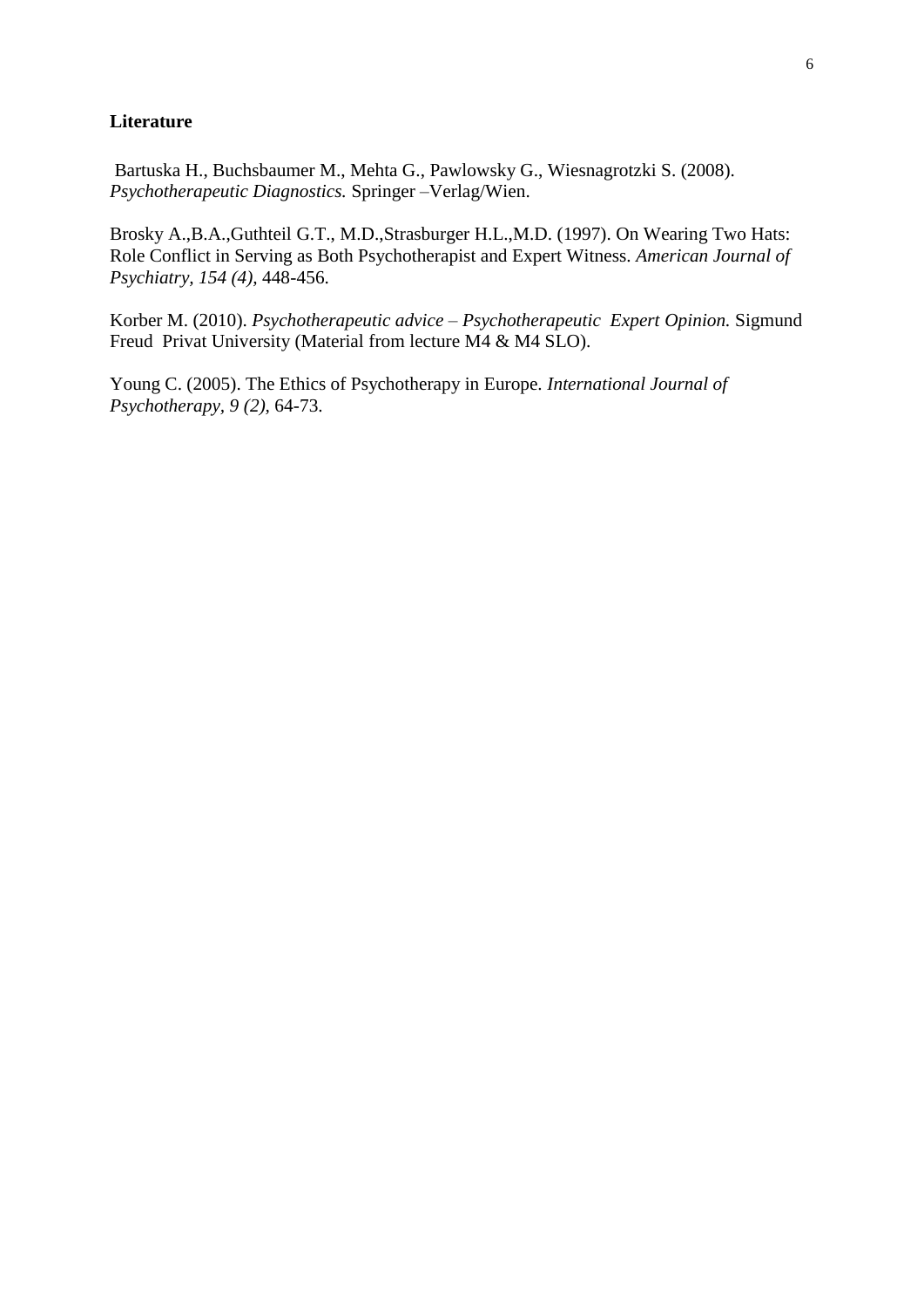**Literature**

Bartuska H., Buchsbaumer M., Mehta G., Pawlowsky G., Wiesnagrotzki S. (2008). *Psychotherapeutic Diagnostics.* Springer –Verlag/Wien.

Brosky A.,B.A.,Guthteil G.T., M.D.,Strasburger H.L.,M.D. (1997). On Wearing Two Hats: Role Conflict in Serving as Both Psychotherapist and Expert Witness. *American Journal of Psychiatry*, *154 (4)*, 448-456.

Korber M. (2010). *Psychotherapeutic advice – Psychotherapeutic Expert Opinion.* Sigmund Freud Privat University (Material from lecture M4 & M4 SLO).

Young C. (2005). The Ethics of Psychotherapy in Europe. *International Journal of Psychotherapy*, *9 (2)*, 64-73.